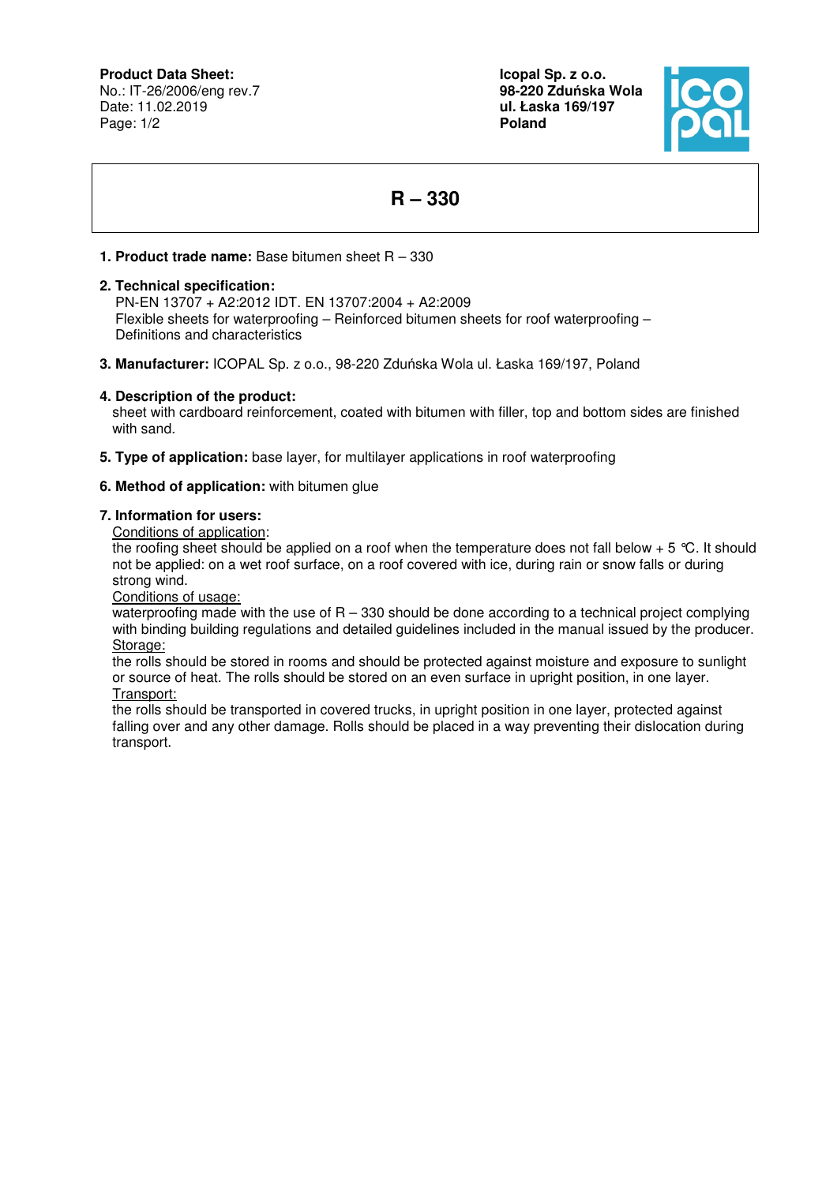**Product Data Sheet:**
No.: IT-26/2006/eng rev.7
Date: 11.02.2019

**Icopal Sp. z o.o.**
**98-220 Zduńska Wola**
**ul. Łaska 169/197**
**Poland**

# R – 330

1. **Product trade name:** Base bitumen sheet R – 330

2. **Technical specification:**
   PN-EN 13707 + A2:2012 IDT. EN 13707:2004 + A2:2009
   Flexible sheets for waterproofing – Reinforced bitumen sheets for roof waterproofing – Definitions and characteristics

3. **Manufacturer:** ICOPAL Sp. z o.o., 98-220 Zduńska Wola ul. Łaska 169/197, Poland

4. **Description of the product:**
   sheet with cardboard reinforcement, coated with bitumen with filler, top and bottom sides are finished with sand.

5. **Type of application:** base layer, for multilayer applications in roof waterproofing

6. **Method of application:** with bitumen glue

7. **Information for users:**
   Conditions of application:
   the roofing sheet should be applied on a roof when the temperature does not fall below + 5 °C. It should not be applied: on a wet roof surface, on a roof covered with ice, during rain or snow falls or during strong wind.
   Conditions of usage:
   waterproofing made with the use of R – 330 should be done according to a technical project complying with binding building regulations and detailed guidelines included in the manual issued by the producer.
   Storage:
   the rolls should be stored in rooms and should be protected against moisture and exposure to sunlight or source of heat. The rolls should be stored on an even surface in upright position, in one layer.
   Transport:
   the rolls should be transported in covered trucks, in upright position in one layer, protected against falling over and any other damage. Rolls should be placed in a way preventing their dislocation during transport.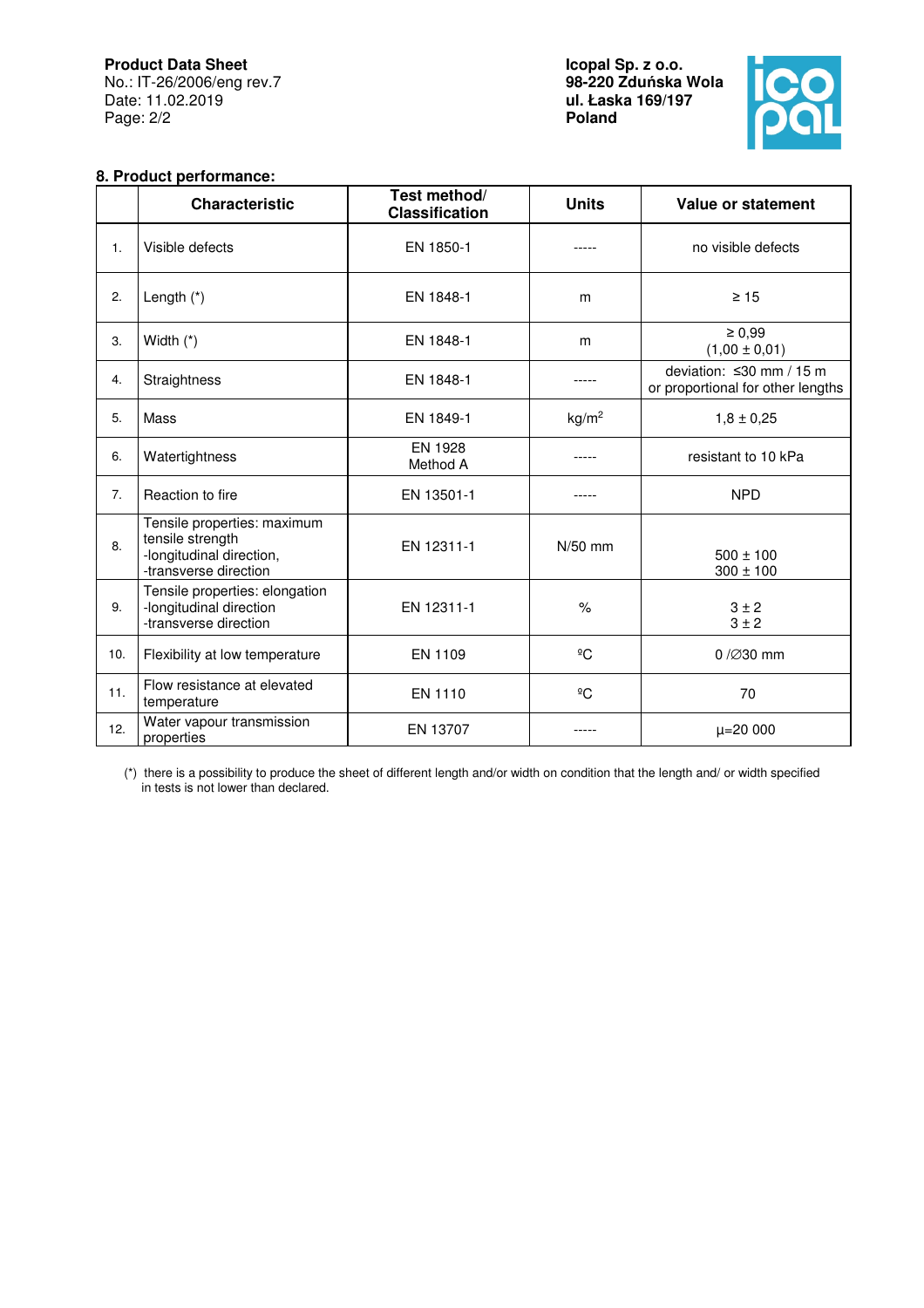**Product Data Sheet**
No.: IT-26/2006/eng rev.7
Date: 11.02.2019
Page: 2/2

**Icopal Sp. z o.o.**
**98-220 Zduńska Wola**
**ul. Łaska 169/197**
**Poland**

## 8. Product performance:

| | Characteristic | Test method/ Classification | Units | Value or statement |
|---|---|---|---|---|
| 1. | Visible defects | EN 1850-1 | ----- | no visible defects |
| 2. | Length (*) | EN 1848-1 | m | ≥ 15 |
| 3. | Width (*) | EN 1848-1 | m | ≥ 0,99 (1,00 ± 0,01) |
| 4. | Straightness | EN 1848-1 | ----- | deviation: ≤30 mm / 15 m or proportional for other lengths |
| 5. | Mass | EN 1849-1 | kg/m$^2$ | 1,8 ± 0,25 |
| 6. | Watertightness | EN 1928 Method A | ----- | resistant to 10 kPa |
| 7. | Reaction to fire | EN 13501-1 | ----- | NPD |
| 8. | Tensile properties: maximum tensile strength -longitudinal direction, -transverse direction | EN 12311-1 | N/50 mm | 500 ± 100<br>300 ± 100 |
| 9. | Tensile properties: elongation -longitudinal direction -transverse direction | EN 12311-1 | % | 3 ± 2<br>3 ± 2 |
| 10. | Flexibility at low temperature | EN 1109 | ºC | 0 /∅30 mm |
| 11. | Flow resistance at elevated temperature | EN 1110 | ºC | 70 |
| 12. | Water vapour transmission properties | EN 13707 | ----- | μ=20 000 |

(*) there is a possibility to produce the sheet of different length and/or width on condition that the length and/ or width specified in tests is not lower than declared.